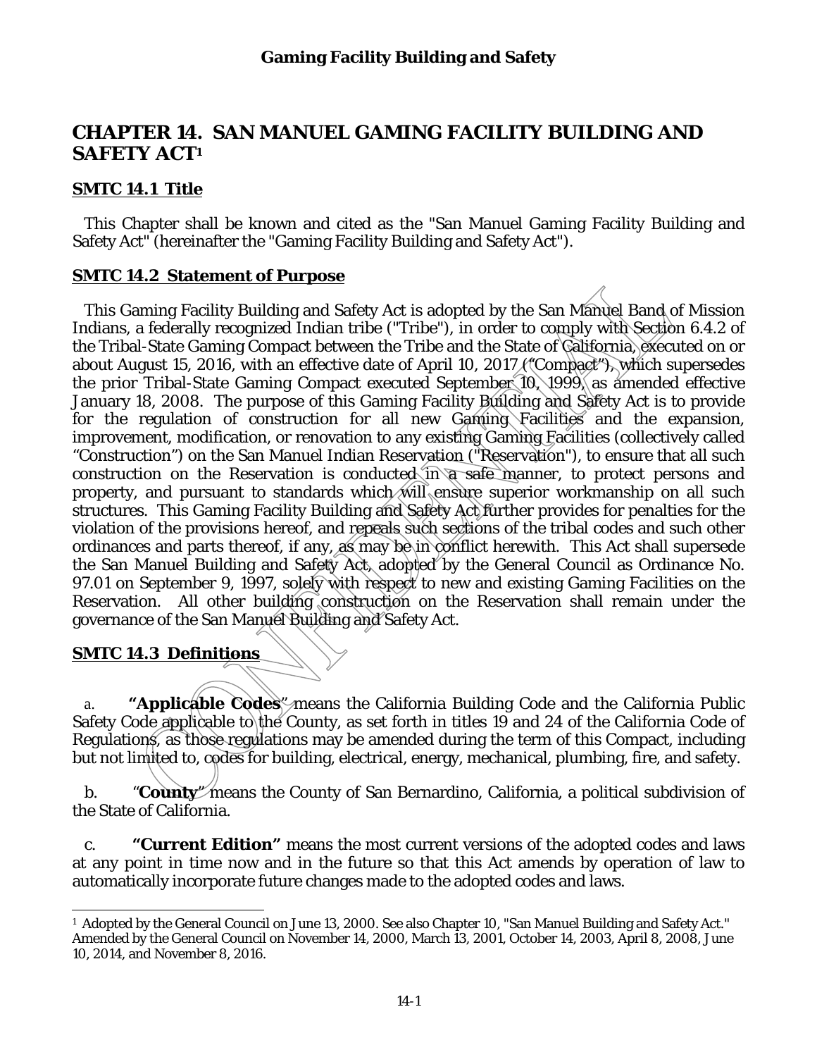# CHAPTER 14. SAN MANUEL GAMING FACILITY BUILDING AND SAFETY ACT[1]

## SMTC 14.1 Title

This Chapter shall be known and cited as the "San Manuel Gaming Facility Building and Safety Act" (hereinafter the "Gaming Facility Building and Safety Act").

## SMTC 14.2 Statement of Purpose

This Gaming Facility Building and Safety Act is adopted by the San Manuel Band of Mission Indians, a federally recognized Indian tribe ("Tribe"), in order to comply with Section 6.4.2 of the Tribal-State Gaming Compact between the Tribe and the State of California, executed on or about August 15, 2016, with an effective date of April 10, 2017 ("Compact"), which supersedes the prior Tribal-State Gaming Compact executed September 10, 1999, as amended effective January 18, 2008. The purpose of this Gaming Facility Building and Safety Act is to provide for the regulation of construction for all new Gaming Facilities and the expansion, improvement, modification, or renovation to any existing Gaming Facilities (collectively called "Construction") on the San Manuel Indian Reservation ("Reservation"), to ensure that all such construction on the Reservation is conducted in a safe manner, to protect persons and property, and pursuant to standards which will ensure superior workmanship on all such structures. This Gaming Facility Building and Safety Act further provides for penalties for the violation of the provisions hereof, and repeals such sections of the tribal codes and such other ordinances and parts thereof, if any, as may be in conflict herewith. This Act shall supersede the San Manuel Building and Safety Act, adopted by the General Council as Ordinance No. 97.01 on September 9, 1997, solely with respect to new and existing Gaming Facilities on the Reservation. All other building construction on the Reservation shall remain under the governance of the San Manuel Building and Safety Act.

## SMTC 14.3 Definitions

a. **"Applicable Codes"** means the California Building Code and the California Public Safety Code applicable to the County, as set forth in titles 19 and 24 of the California Code of Regulations, as those regulations may be amended during the term of this Compact, including but not limited to, codes for building, electrical, energy, mechanical, plumbing, fire, and safety.

b. "**County**" means the County of San Bernardino, California, a political subdivision of the State of California.

c. **"Current Edition"** means the most current versions of the adopted codes and laws at any point in time now and in the future so that this Act amends by operation of law to automatically incorporate future changes made to the adopted codes and laws.

---

[1] Adopted by the General Council on June 13, 2000. See also Chapter 10, "San Manuel Building and Safety Act." Amended by the General Council on November 14, 2000, March 13, 2001, October 14, 2003, April 8, 2008, June 10, 2014, and November 8, 2016.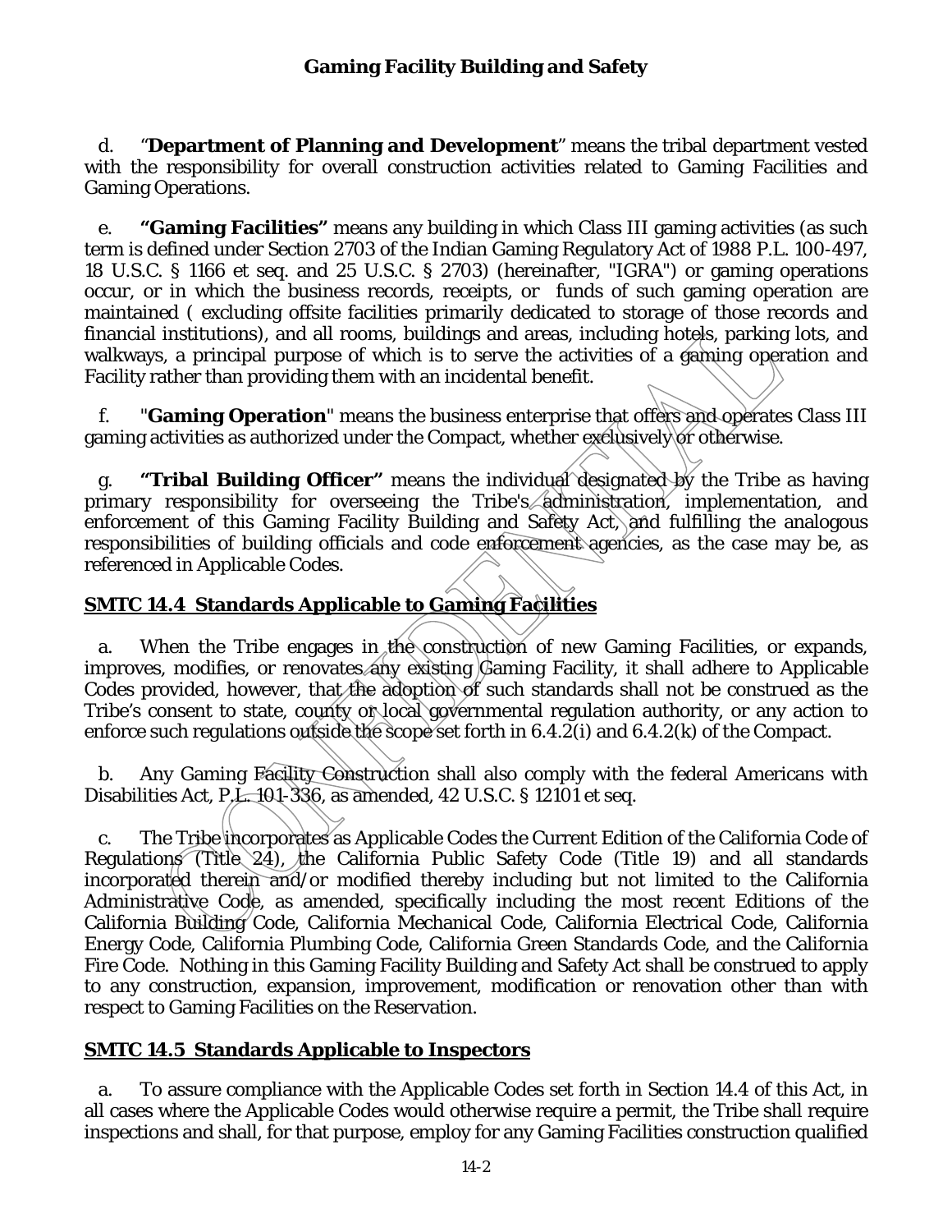d. "**Department of Planning and Development**" means the tribal department vested with the responsibility for overall construction activities related to Gaming Facilities and Gaming Operations.

e. **"Gaming Facilities"** means any building in which Class III gaming activities (as such term is defined under Section 2703 of the Indian Gaming Regulatory Act of 1988 P.L. 100-497, 18 U.S.C. § 1166 et seq. and 25 U.S.C. § 2703) (hereinafter, "IGRA") or gaming operations occur, or in which the business records, receipts, or funds of such gaming operation are maintained ( excluding offsite facilities primarily dedicated to storage of those records and financial institutions), and all rooms, buildings and areas, including hotels, parking lots, and walkways, a principal purpose of which is to serve the activities of a gaming operation and Facility rather than providing them with an incidental benefit.

f. "**Gaming Operation**" means the business enterprise that offers and operates Class III gaming activities as authorized under the Compact, whether exclusively or otherwise.

g. **"Tribal Building Officer"** means the individual designated by the Tribe as having primary responsibility for overseeing the Tribe's administration, implementation, and enforcement of this Gaming Facility Building and Safety Act, and fulfilling the analogous responsibilities of building officials and code enforcement agencies, as the case may be, as referenced in Applicable Codes.

## SMTC 14.4 Standards Applicable to Gaming Facilities

a. When the Tribe engages in the construction of new Gaming Facilities, or expands, improves, modifies, or renovates any existing Gaming Facility, it shall adhere to Applicable Codes provided, however, that the adoption of such standards shall not be construed as the Tribe's consent to state, county or local governmental regulation authority, or any action to enforce such regulations outside the scope set forth in 6.4.2(i) and 6.4.2(k) of the Compact.

b. Any Gaming Facility Construction shall also comply with the federal Americans with Disabilities Act, P.L. 101-336, as amended, 42 U.S.C. § 12101 et seq.

c. The Tribe incorporates as Applicable Codes the Current Edition of the California Code of Regulations (Title 24), the California Public Safety Code (Title 19) and all standards incorporated therein and/or modified thereby including but not limited to the California Administrative Code, as amended, specifically including the most recent Editions of the California Building Code, California Mechanical Code, California Electrical Code, California Energy Code, California Plumbing Code, California Green Standards Code, and the California Fire Code. Nothing in this Gaming Facility Building and Safety Act shall be construed to apply to any construction, expansion, improvement, modification or renovation other than with respect to Gaming Facilities on the Reservation.

## SMTC 14.5 Standards Applicable to Inspectors

a. To assure compliance with the Applicable Codes set forth in Section 14.4 of this Act, in all cases where the Applicable Codes would otherwise require a permit, the Tribe shall require inspections and shall, for that purpose, employ for any Gaming Facilities construction qualified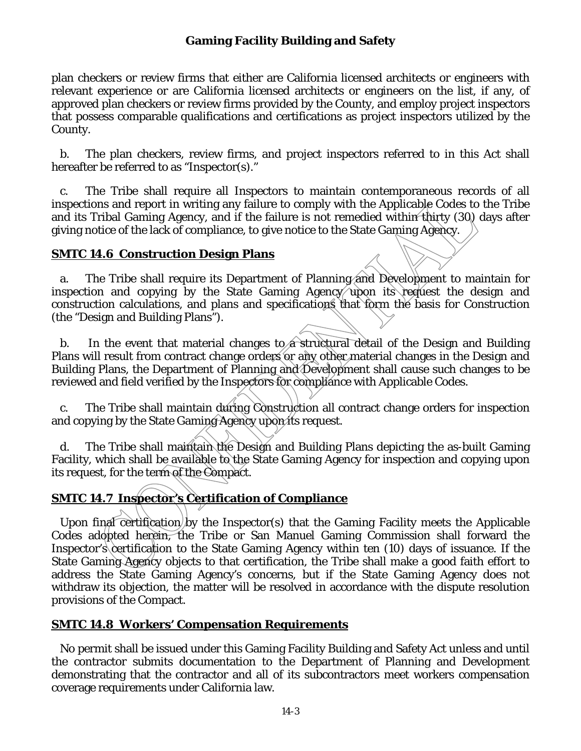plan checkers or review firms that either are California licensed architects or engineers with relevant experience or are California licensed architects or engineers on the list, if any, of approved plan checkers or review firms provided by the County, and employ project inspectors that possess comparable qualifications and certifications as project inspectors utilized by the County.

b. The plan checkers, review firms, and project inspectors referred to in this Act shall hereafter be referred to as "Inspector(s)."

c. The Tribe shall require all Inspectors to maintain contemporaneous records of all inspections and report in writing any failure to comply with the Applicable Codes to the Tribe and its Tribal Gaming Agency, and if the failure is not remedied within thirty (30) days after giving notice of the lack of compliance, to give notice to the State Gaming Agency.

## SMTC 14.6 Construction Design Plans

a. The Tribe shall require its Department of Planning and Development to maintain for inspection and copying by the State Gaming Agency upon its request the design and construction calculations, and plans and specifications that form the basis for Construction (the "Design and Building Plans").

b. In the event that material changes to a structural detail of the Design and Building Plans will result from contract change orders or any other material changes in the Design and Building Plans, the Department of Planning and Development shall cause such changes to be reviewed and field verified by the Inspectors for compliance with Applicable Codes.

c. The Tribe shall maintain during Construction all contract change orders for inspection and copying by the State Gaming Agency upon its request.

d. The Tribe shall maintain the Design and Building Plans depicting the as-built Gaming Facility, which shall be available to the State Gaming Agency for inspection and copying upon its request, for the term of the Compact.

## SMTC 14.7 Inspector's Certification of Compliance

Upon final certification by the Inspector(s) that the Gaming Facility meets the Applicable Codes adopted herein, the Tribe or San Manuel Gaming Commission shall forward the Inspector's certification to the State Gaming Agency within ten (10) days of issuance. If the State Gaming Agency objects to that certification, the Tribe shall make a good faith effort to address the State Gaming Agency's concerns, but if the State Gaming Agency does not withdraw its objection, the matter will be resolved in accordance with the dispute resolution provisions of the Compact.

## SMTC 14.8 Workers' Compensation Requirements

No permit shall be issued under this Gaming Facility Building and Safety Act unless and until the contractor submits documentation to the Department of Planning and Development demonstrating that the contractor and all of its subcontractors meet workers compensation coverage requirements under California law.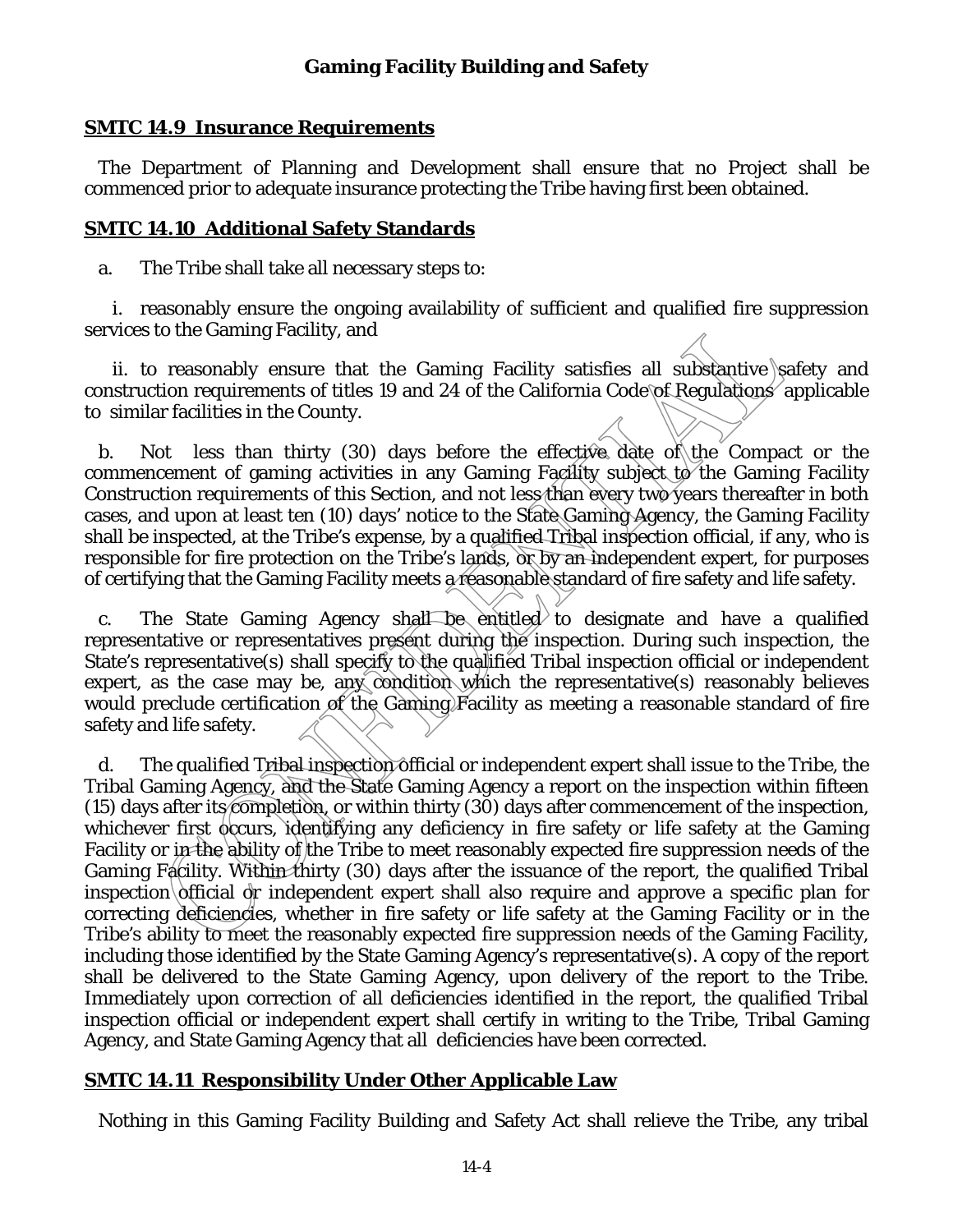## SMTC 14.9 Insurance Requirements

The Department of Planning and Development shall ensure that no Project shall be commenced prior to adequate insurance protecting the Tribe having first been obtained.

## SMTC 14.10 Additional Safety Standards

a. The Tribe shall take all necessary steps to:

i. reasonably ensure the ongoing availability of sufficient and qualified fire suppression services to the Gaming Facility, and

ii. to reasonably ensure that the Gaming Facility satisfies all substantive safety and construction requirements of titles 19 and 24 of the California Code of Regulations applicable to similar facilities in the County.

b. Not less than thirty (30) days before the effective date of the Compact or the commencement of gaming activities in any Gaming Facility subject to the Gaming Facility Construction requirements of this Section, and not less than every two years thereafter in both cases, and upon at least ten (10) days' notice to the State Gaming Agency, the Gaming Facility shall be inspected, at the Tribe's expense, by a qualified Tribal inspection official, if any, who is responsible for fire protection on the Tribe's lands, or by an independent expert, for purposes of certifying that the Gaming Facility meets a reasonable standard of fire safety and life safety.

c. The State Gaming Agency shall be entitled to designate and have a qualified representative or representatives present during the inspection. During such inspection, the State's representative(s) shall specify to the qualified Tribal inspection official or independent expert, as the case may be, any condition which the representative(s) reasonably believes would preclude certification of the Gaming Facility as meeting a reasonable standard of fire safety and life safety.

d. The qualified Tribal inspection official or independent expert shall issue to the Tribe, the Tribal Gaming Agency, and the State Gaming Agency a report on the inspection within fifteen (15) days after its completion, or within thirty (30) days after commencement of the inspection, whichever first occurs, identifying any deficiency in fire safety or life safety at the Gaming Facility or in the ability of the Tribe to meet reasonably expected fire suppression needs of the Gaming Facility. Within thirty (30) days after the issuance of the report, the qualified Tribal inspection official or independent expert shall also require and approve a specific plan for correcting deficiencies, whether in fire safety or life safety at the Gaming Facility or in the Tribe's ability to meet the reasonably expected fire suppression needs of the Gaming Facility, including those identified by the State Gaming Agency's representative(s). A copy of the report shall be delivered to the State Gaming Agency, upon delivery of the report to the Tribe. Immediately upon correction of all deficiencies identified in the report, the qualified Tribal inspection official or independent expert shall certify in writing to the Tribe, Tribal Gaming Agency, and State Gaming Agency that all deficiencies have been corrected.

## SMTC 14.11 Responsibility Under Other Applicable Law

Nothing in this Gaming Facility Building and Safety Act shall relieve the Tribe, any tribal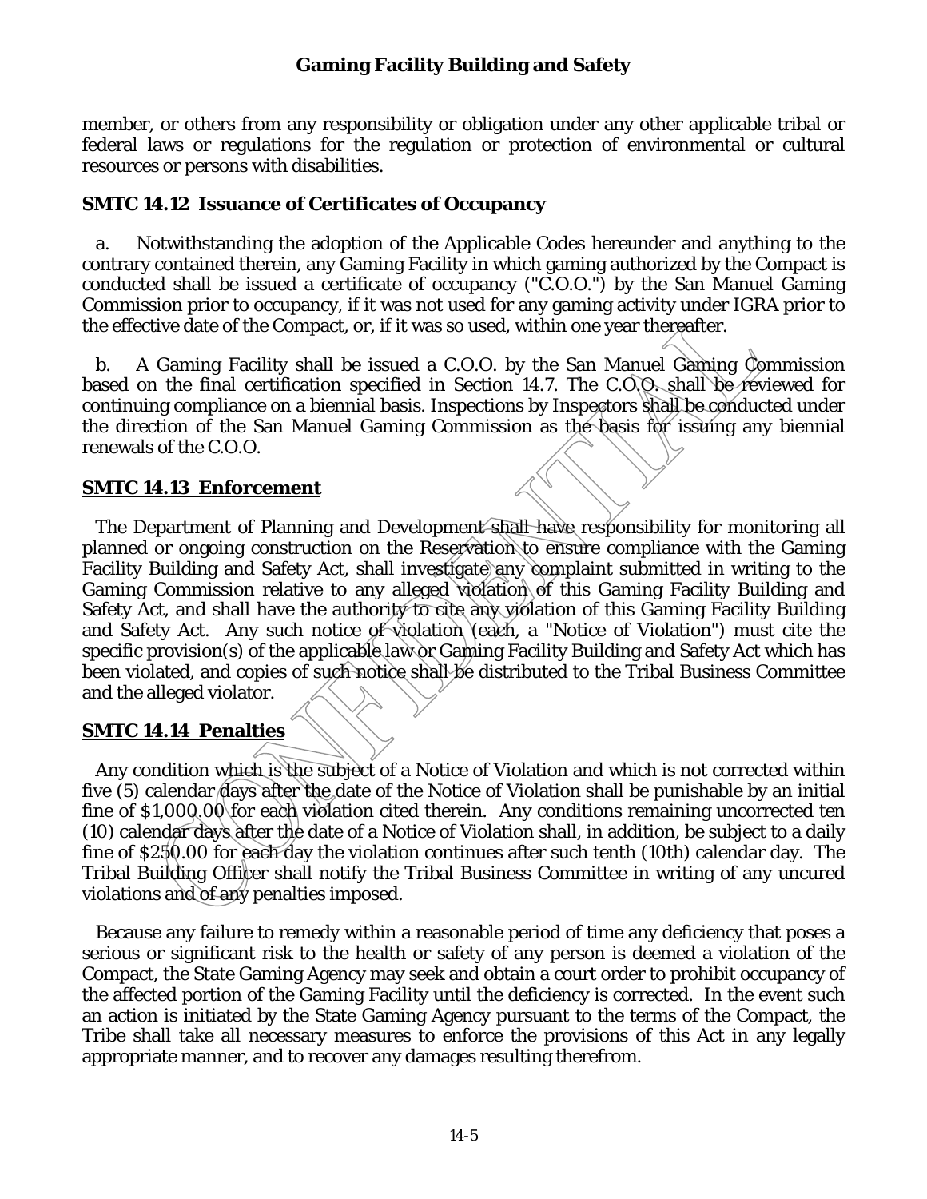member, or others from any responsibility or obligation under any other applicable tribal or federal laws or regulations for the regulation or protection of environmental or cultural resources or persons with disabilities.

## SMTC 14.12 Issuance of Certificates of Occupancy

a. Notwithstanding the adoption of the Applicable Codes hereunder and anything to the contrary contained therein, any Gaming Facility in which gaming authorized by the Compact is conducted shall be issued a certificate of occupancy ("C.O.O.") by the San Manuel Gaming Commission prior to occupancy, if it was not used for any gaming activity under IGRA prior to the effective date of the Compact, or, if it was so used, within one year thereafter.

b. A Gaming Facility shall be issued a C.O.O. by the San Manuel Gaming Commission based on the final certification specified in Section 14.7. The C.O.O. shall be reviewed for continuing compliance on a biennial basis. Inspections by Inspectors shall be conducted under the direction of the San Manuel Gaming Commission as the basis for issuing any biennial renewals of the C.O.O.

## SMTC 14.13 Enforcement

The Department of Planning and Development shall have responsibility for monitoring all planned or ongoing construction on the Reservation to ensure compliance with the Gaming Facility Building and Safety Act, shall investigate any complaint submitted in writing to the Gaming Commission relative to any alleged violation of this Gaming Facility Building and Safety Act, and shall have the authority to cite any violation of this Gaming Facility Building and Safety Act. Any such notice of violation (each, a "Notice of Violation") must cite the specific provision(s) of the applicable law or Gaming Facility Building and Safety Act which has been violated, and copies of such notice shall be distributed to the Tribal Business Committee and the alleged violator.

## SMTC 14.14 Penalties

Any condition which is the subject of a Notice of Violation and which is not corrected within five (5) calendar days after the date of the Notice of Violation shall be punishable by an initial fine of $1,000.00 for each violation cited therein. Any conditions remaining uncorrected ten (10) calendar days after the date of a Notice of Violation shall, in addition, be subject to a daily fine of $250.00 for each day the violation continues after such tenth (10th) calendar day. The Tribal Building Officer shall notify the Tribal Business Committee in writing of any uncured violations and of any penalties imposed.

Because any failure to remedy within a reasonable period of time any deficiency that poses a serious or significant risk to the health or safety of any person is deemed a violation of the Compact, the State Gaming Agency may seek and obtain a court order to prohibit occupancy of the affected portion of the Gaming Facility until the deficiency is corrected. In the event such an action is initiated by the State Gaming Agency pursuant to the terms of the Compact, the Tribe shall take all necessary measures to enforce the provisions of this Act in any legally appropriate manner, and to recover any damages resulting therefrom.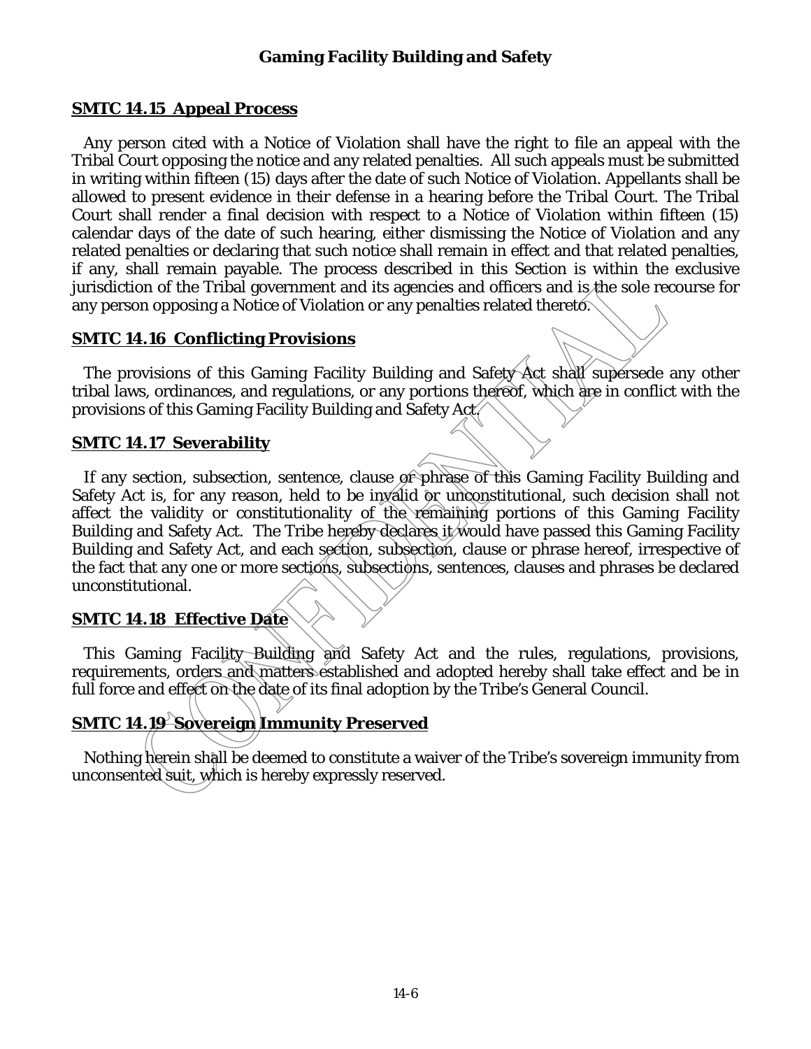**SMTC 14.15 Appeal Process**

Any person cited with a Notice of Violation shall have the right to file an appeal with the Tribal Court opposing the notice and any related penalties. All such appeals must be submitted in writing within fifteen (15) days after the date of such Notice of Violation. Appellants shall be allowed to present evidence in their defense in a hearing before the Tribal Court. The Tribal Court shall render a final decision with respect to a Notice of Violation within fifteen (15) calendar days of the date of such hearing, either dismissing the Notice of Violation and any related penalties or declaring that such notice shall remain in effect and that related penalties, if any, shall remain payable. The process described in this Section is within the exclusive jurisdiction of the Tribal government and its agencies and officers and is the sole recourse for any person opposing a Notice of Violation or any penalties related thereto.

**SMTC 14.16 Conflicting Provisions**

The provisions of this Gaming Facility Building and Safety Act shall supersede any other tribal laws, ordinances, and regulations, or any portions thereof, which are in conflict with the provisions of this Gaming Facility Building and Safety Act.

**SMTC 14.17 Severability**

If any section, subsection, sentence, clause or phrase of this Gaming Facility Building and Safety Act is, for any reason, held to be invalid or unconstitutional, such decision shall not affect the validity or constitutionality of the remaining portions of this Gaming Facility Building and Safety Act. The Tribe hereby declares it would have passed this Gaming Facility Building and Safety Act, and each section, subsection, clause or phrase hereof, irrespective of the fact that any one or more sections, subsections, sentences, clauses and phrases be declared unconstitutional.

**SMTC 14.18 Effective Date**

This Gaming Facility Building and Safety Act and the rules, regulations, provisions, requirements, orders and matters established and adopted hereby shall take effect and be in full force and effect on the date of its final adoption by the Tribe's General Council.

**SMTC 14.19 Sovereign Immunity Preserved**

Nothing herein shall be deemed to constitute a waiver of the Tribe's sovereign immunity from unconsented suit, which is hereby expressly reserved.